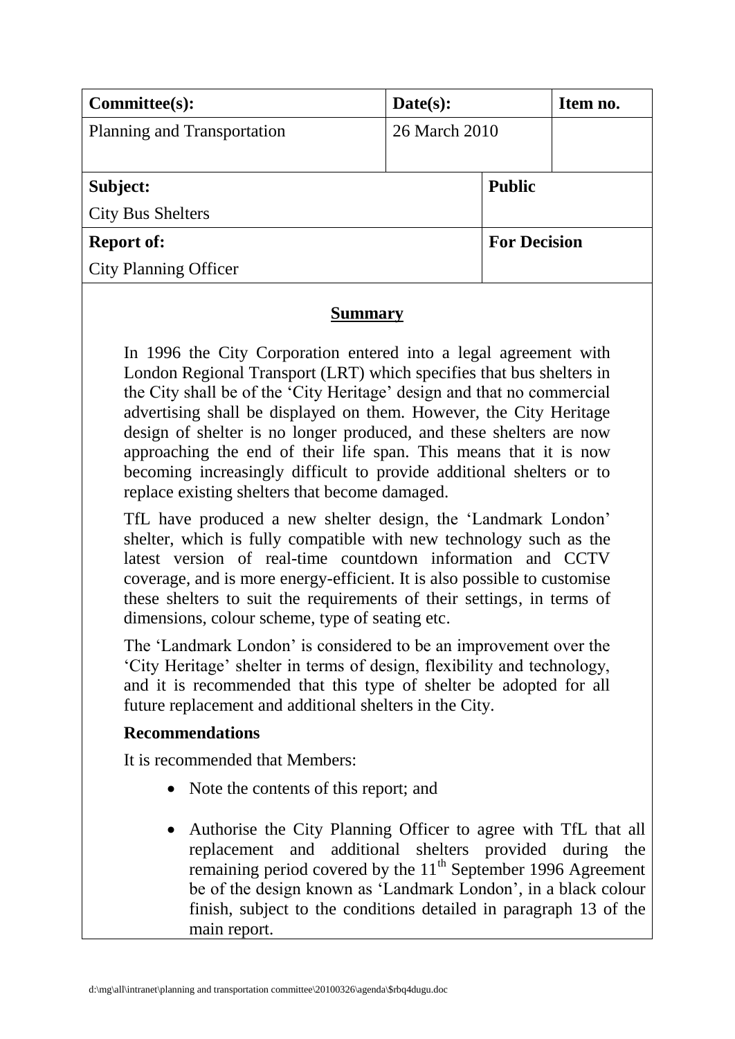| Committee(s): | Date(s): | | Item no. |
|---|---|---|---|
| Planning and Transportation | 26 March 2010 | | |
| **Subject:** City Bus Shelters | | **Public** | |
| **Report of:** City Planning Officer | | **For Decision** | |

## Summary

In 1996 the City Corporation entered into a legal agreement with London Regional Transport (LRT) which specifies that bus shelters in the City shall be of the 'City Heritage' design and that no commercial advertising shall be displayed on them. However, the City Heritage design of shelter is no longer produced, and these shelters are now approaching the end of their life span. This means that it is now becoming increasingly difficult to provide additional shelters or to replace existing shelters that become damaged.

TfL have produced a new shelter design, the 'Landmark London' shelter, which is fully compatible with new technology such as the latest version of real-time countdown information and CCTV coverage, and is more energy-efficient. It is also possible to customise these shelters to suit the requirements of their settings, in terms of dimensions, colour scheme, type of seating etc.

The 'Landmark London' is considered to be an improvement over the 'City Heritage' shelter in terms of design, flexibility and technology, and it is recommended that this type of shelter be adopted for all future replacement and additional shelters in the City.

### Recommendations

It is recommended that Members:

- Note the contents of this report; and
- Authorise the City Planning Officer to agree with TfL that all replacement and additional shelters provided during the remaining period covered by the 11th September 1996 Agreement be of the design known as 'Landmark London', in a black colour finish, subject to the conditions detailed in paragraph 13 of the main report.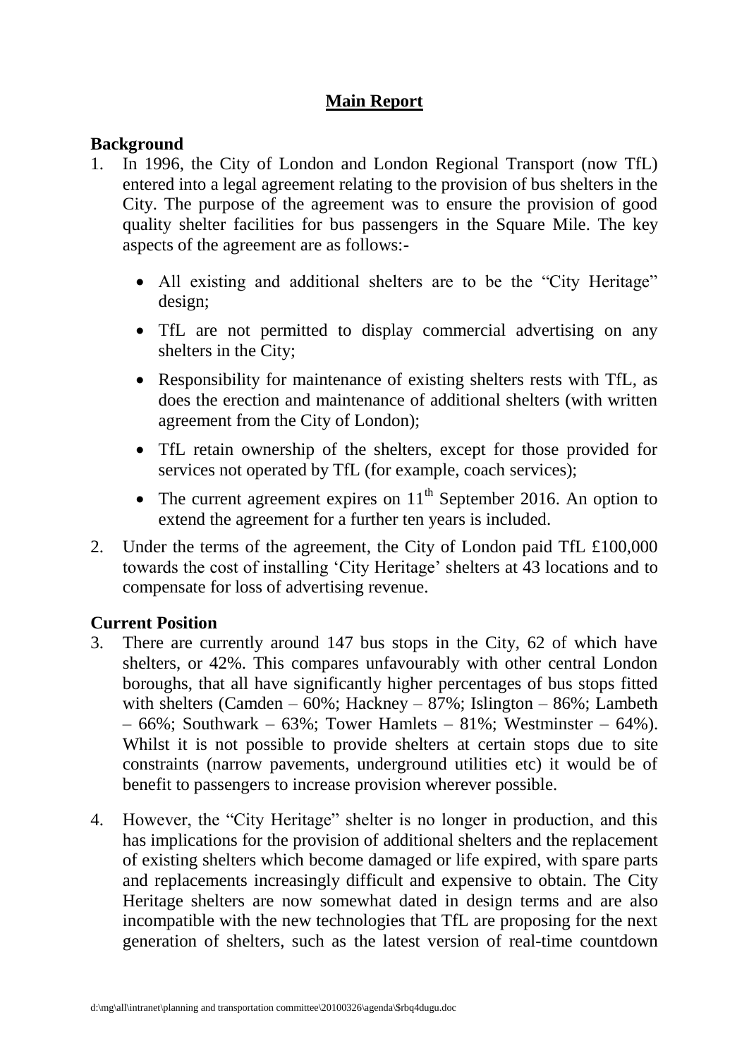# Main Report

## Background

1. In 1996, the City of London and London Regional Transport (now TfL) entered into a legal agreement relating to the provision of bus shelters in the City. The purpose of the agreement was to ensure the provision of good quality shelter facilities for bus passengers in the Square Mile. The key aspects of the agreement are as follows:-

   - All existing and additional shelters are to be the "City Heritage" design;
   - TfL are not permitted to display commercial advertising on any shelters in the City;
   - Responsibility for maintenance of existing shelters rests with TfL, as does the erection and maintenance of additional shelters (with written agreement from the City of London);
   - TfL retain ownership of the shelters, except for those provided for services not operated by TfL (for example, coach services);
   - The current agreement expires on 11th September 2016. An option to extend the agreement for a further ten years is included.

2. Under the terms of the agreement, the City of London paid TfL £100,000 towards the cost of installing 'City Heritage' shelters at 43 locations and to compensate for loss of advertising revenue.

## Current Position

3. There are currently around 147 bus stops in the City, 62 of which have shelters, or 42%. This compares unfavourably with other central London boroughs, that all have significantly higher percentages of bus stops fitted with shelters (Camden – 60%; Hackney – 87%; Islington – 86%; Lambeth – 66%; Southwark – 63%; Tower Hamlets – 81%; Westminster – 64%). Whilst it is not possible to provide shelters at certain stops due to site constraints (narrow pavements, underground utilities etc) it would be of benefit to passengers to increase provision wherever possible.

4. However, the "City Heritage" shelter is no longer in production, and this has implications for the provision of additional shelters and the replacement of existing shelters which become damaged or life expired, with spare parts and replacements increasingly difficult and expensive to obtain. The City Heritage shelters are now somewhat dated in design terms and are also incompatible with the new technologies that TfL are proposing for the next generation of shelters, such as the latest version of real-time countdown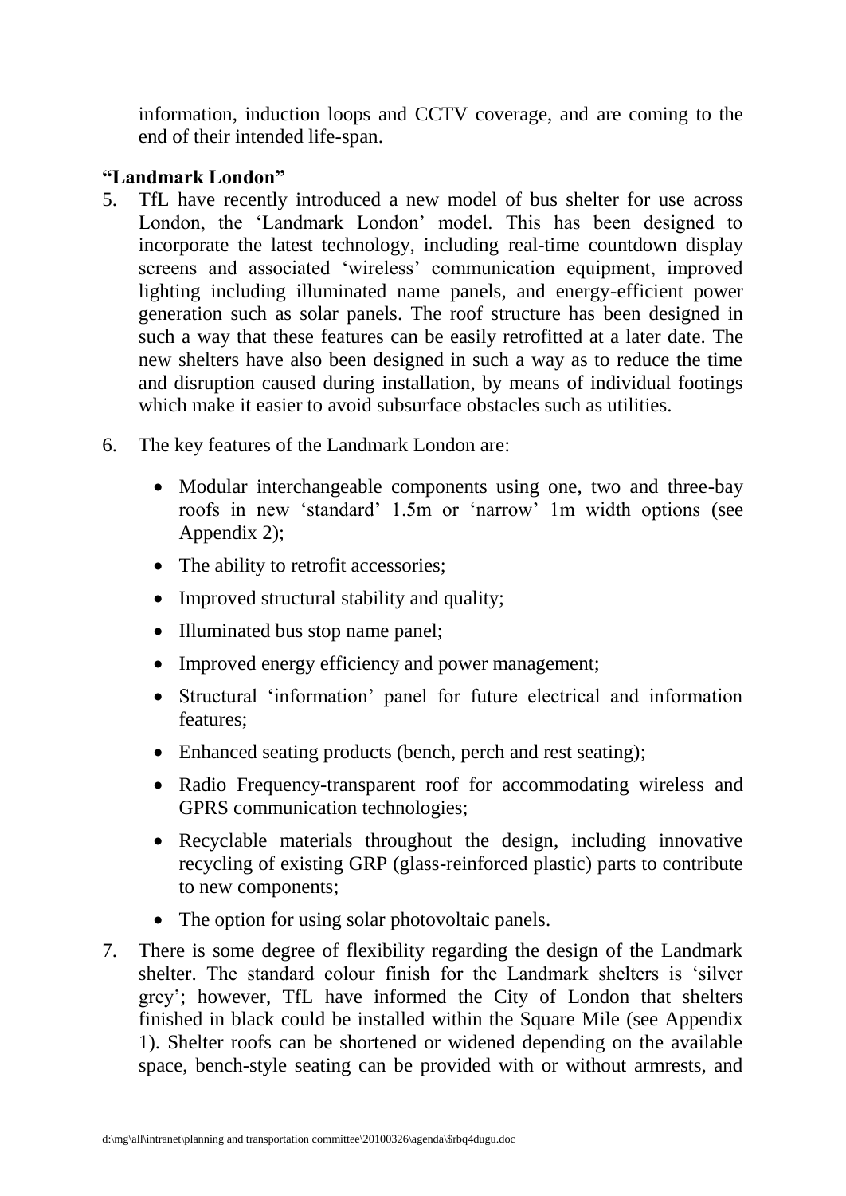information, induction loops and CCTV coverage, and are coming to the end of their intended life-span.

**"Landmark London"**

5. TfL have recently introduced a new model of bus shelter for use across London, the 'Landmark London' model. This has been designed to incorporate the latest technology, including real-time countdown display screens and associated 'wireless' communication equipment, improved lighting including illuminated name panels, and energy-efficient power generation such as solar panels. The roof structure has been designed in such a way that these features can be easily retrofitted at a later date. The new shelters have also been designed in such a way as to reduce the time and disruption caused during installation, by means of individual footings which make it easier to avoid subsurface obstacles such as utilities.

6. The key features of the Landmark London are:

   - Modular interchangeable components using one, two and three-bay roofs in new 'standard' 1.5m or 'narrow' 1m width options (see Appendix 2);
   - The ability to retrofit accessories;
   - Improved structural stability and quality;
   - Illuminated bus stop name panel;
   - Improved energy efficiency and power management;
   - Structural 'information' panel for future electrical and information features;
   - Enhanced seating products (bench, perch and rest seating);
   - Radio Frequency-transparent roof for accommodating wireless and GPRS communication technologies;
   - Recyclable materials throughout the design, including innovative recycling of existing GRP (glass-reinforced plastic) parts to contribute to new components;
   - The option for using solar photovoltaic panels.

7. There is some degree of flexibility regarding the design of the Landmark shelter. The standard colour finish for the Landmark shelters is 'silver grey'; however, TfL have informed the City of London that shelters finished in black could be installed within the Square Mile (see Appendix 1). Shelter roofs can be shortened or widened depending on the available space, bench-style seating can be provided with or without armrests, and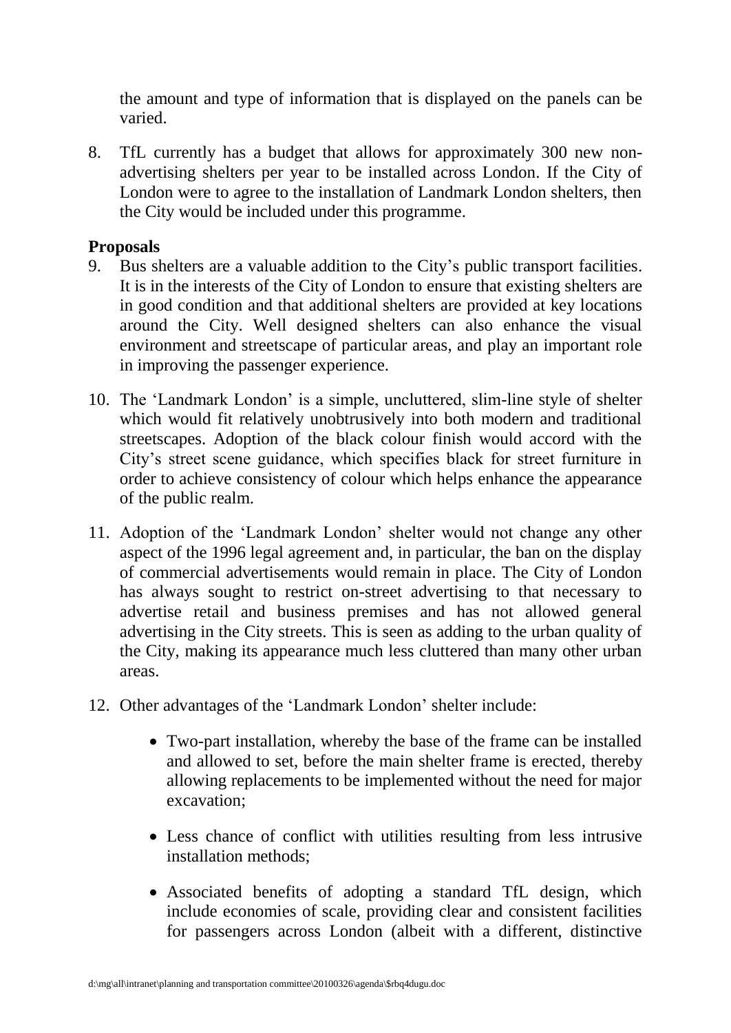the amount and type of information that is displayed on the panels can be varied.

8. TfL currently has a budget that allows for approximately 300 new non-advertising shelters per year to be installed across London. If the City of London were to agree to the installation of Landmark London shelters, then the City would be included under this programme.

**Proposals**

9. Bus shelters are a valuable addition to the City's public transport facilities. It is in the interests of the City of London to ensure that existing shelters are in good condition and that additional shelters are provided at key locations around the City. Well designed shelters can also enhance the visual environment and streetscape of particular areas, and play an important role in improving the passenger experience.

10. The 'Landmark London' is a simple, uncluttered, slim-line style of shelter which would fit relatively unobtrusively into both modern and traditional streetscapes. Adoption of the black colour finish would accord with the City's street scene guidance, which specifies black for street furniture in order to achieve consistency of colour which helps enhance the appearance of the public realm.

11. Adoption of the 'Landmark London' shelter would not change any other aspect of the 1996 legal agreement and, in particular, the ban on the display of commercial advertisements would remain in place. The City of London has always sought to restrict on-street advertising to that necessary to advertise retail and business premises and has not allowed general advertising in the City streets. This is seen as adding to the urban quality of the City, making its appearance much less cluttered than many other urban areas.

12. Other advantages of the 'Landmark London' shelter include:

    - Two-part installation, whereby the base of the frame can be installed and allowed to set, before the main shelter frame is erected, thereby allowing replacements to be implemented without the need for major excavation;

    - Less chance of conflict with utilities resulting from less intrusive installation methods;

    - Associated benefits of adopting a standard TfL design, which include economies of scale, providing clear and consistent facilities for passengers across London (albeit with a different, distinctive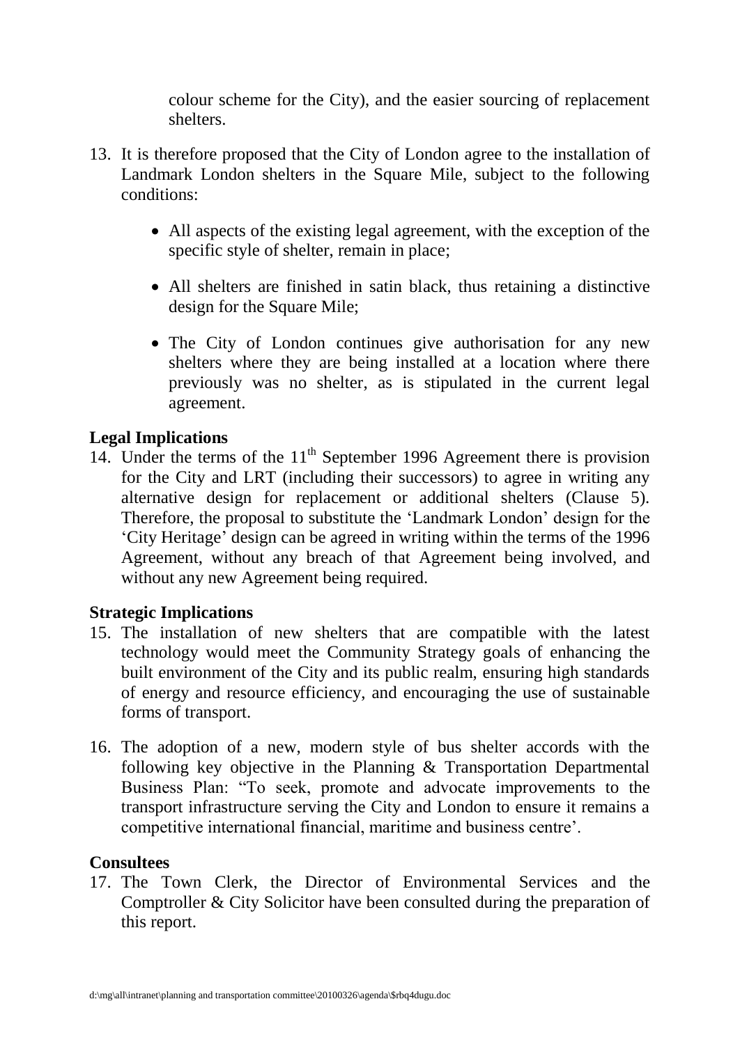colour scheme for the City), and the easier sourcing of replacement shelters.

13. It is therefore proposed that the City of London agree to the installation of Landmark London shelters in the Square Mile, subject to the following conditions:

    - All aspects of the existing legal agreement, with the exception of the specific style of shelter, remain in place;
    - All shelters are finished in satin black, thus retaining a distinctive design for the Square Mile;
    - The City of London continues give authorisation for any new shelters where they are being installed at a location where there previously was no shelter, as is stipulated in the current legal agreement.

**Legal Implications**

14. Under the terms of the 11th September 1996 Agreement there is provision for the City and LRT (including their successors) to agree in writing any alternative design for replacement or additional shelters (Clause 5). Therefore, the proposal to substitute the 'Landmark London' design for the 'City Heritage' design can be agreed in writing within the terms of the 1996 Agreement, without any breach of that Agreement being involved, and without any new Agreement being required.

**Strategic Implications**

15. The installation of new shelters that are compatible with the latest technology would meet the Community Strategy goals of enhancing the built environment of the City and its public realm, ensuring high standards of energy and resource efficiency, and encouraging the use of sustainable forms of transport.

16. The adoption of a new, modern style of bus shelter accords with the following key objective in the Planning & Transportation Departmental Business Plan: "To seek, promote and advocate improvements to the transport infrastructure serving the City and London to ensure it remains a competitive international financial, maritime and business centre'.

**Consultees**

17. The Town Clerk, the Director of Environmental Services and the Comptroller & City Solicitor have been consulted during the preparation of this report.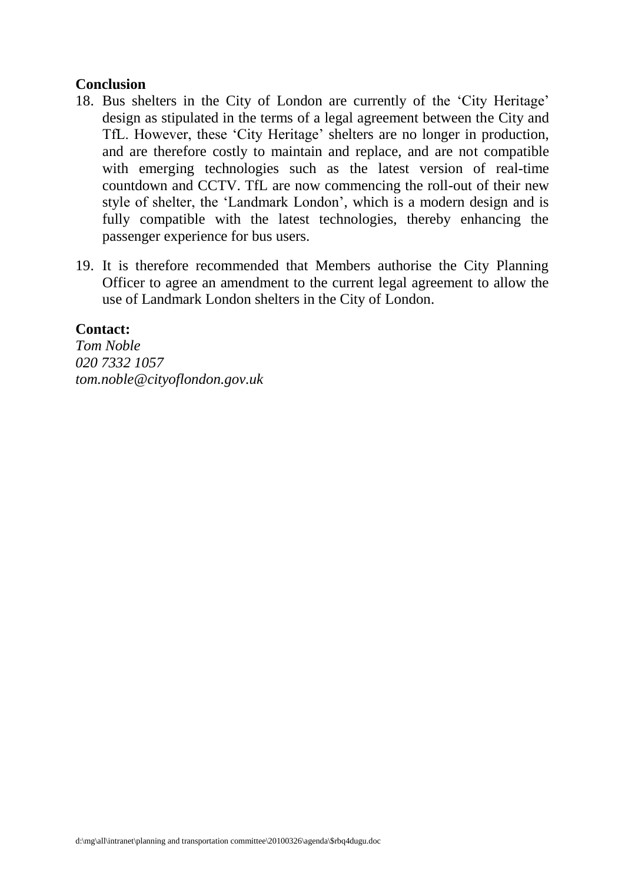## Conclusion

18. Bus shelters in the City of London are currently of the 'City Heritage' design as stipulated in the terms of a legal agreement between the City and TfL. However, these 'City Heritage' shelters are no longer in production, and are therefore costly to maintain and replace, and are not compatible with emerging technologies such as the latest version of real-time countdown and CCTV. TfL are now commencing the roll-out of their new style of shelter, the 'Landmark London', which is a modern design and is fully compatible with the latest technologies, thereby enhancing the passenger experience for bus users.

19. It is therefore recommended that Members authorise the City Planning Officer to agree an amendment to the current legal agreement to allow the use of Landmark London shelters in the City of London.

**Contact:**
*Tom Noble*
*020 7332 1057*
*tom.noble@cityoflondon.gov.uk*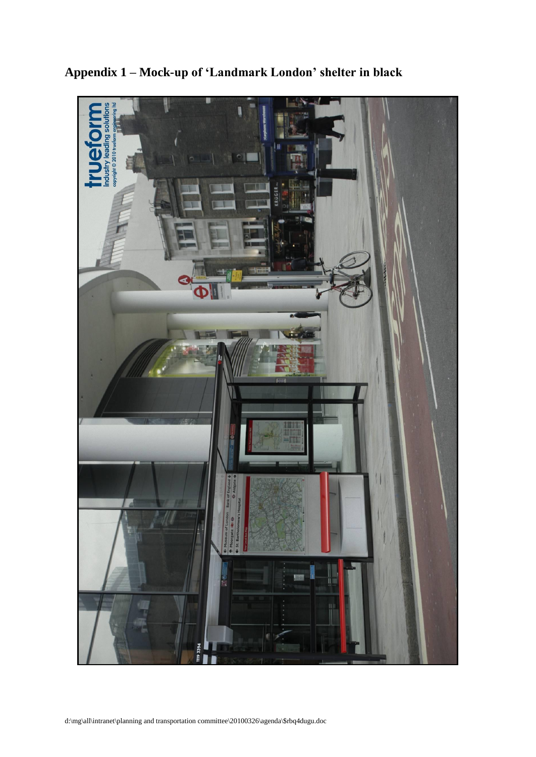## Appendix 1 – Mock-up of 'Landmark London' shelter in black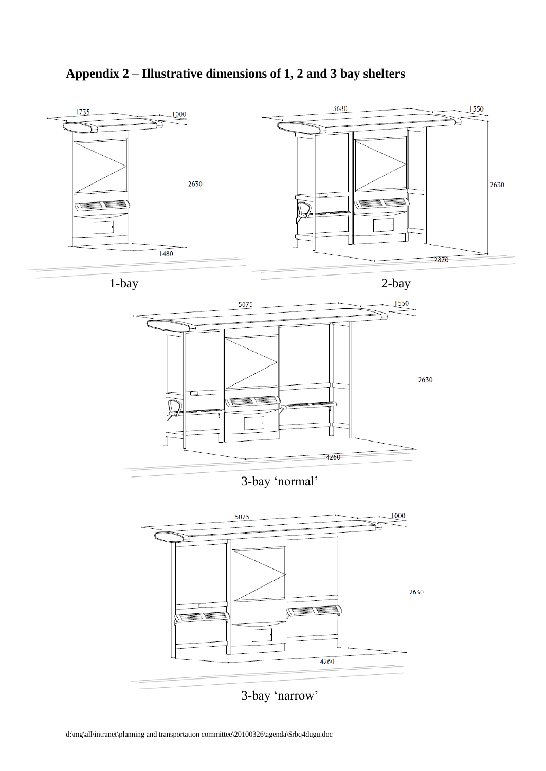## Appendix 2 – Illustrative dimensions of 1, 2 and 3 bay shelters

1735
1000
2630
1480

1-bay

3680
1550
2630
2870

2-bay

5075
1550
2630
4260

3-bay 'normal'

5075
1000
2630
4260

3-bay 'narrow'

d:\mg\all\intranet\planning and transportation committee\20100326\agenda\$rbq4dugu.doc